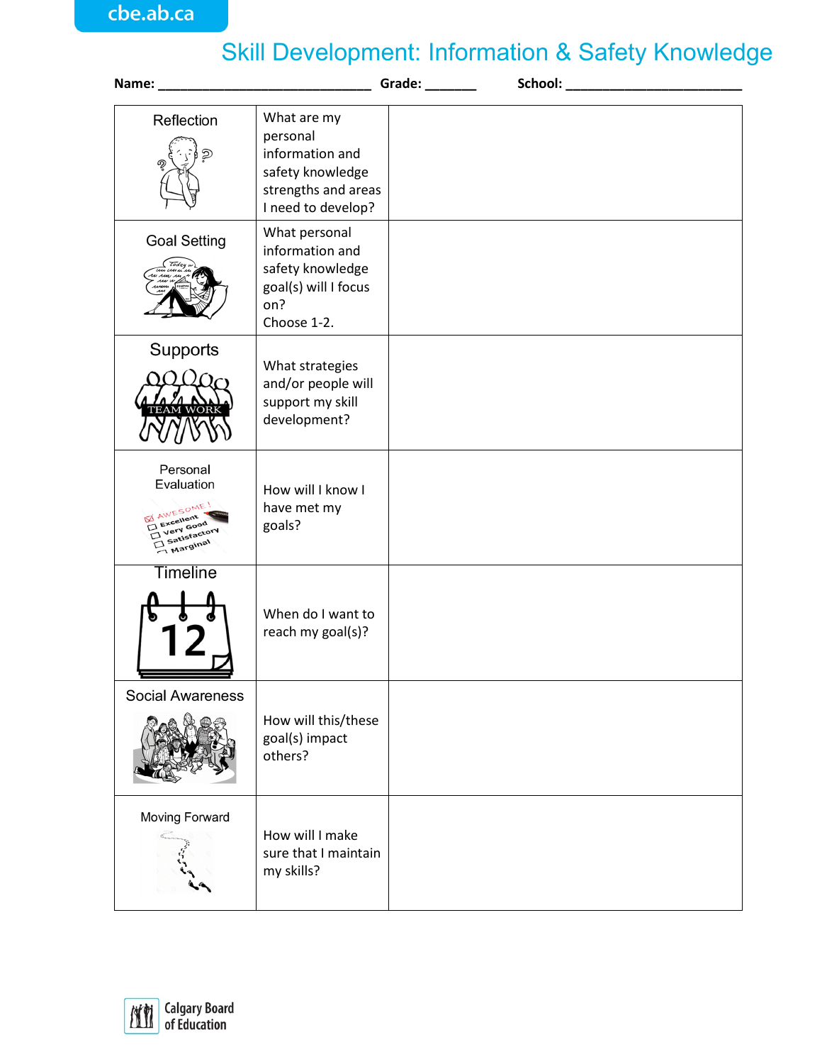cbe.ab.ca

# Skill Development: Information & Safety Knowledge

**Name:** ______________________________ **Grade:** _______ **School:** _________________________

| | | |
|---|---|---|
| Reflection | What are my personal information and safety knowledge strengths and areas I need to develop? | |
| Goal Setting | What personal information and safety knowledge goal(s) will I focus on? Choose 1-2. | |
| Supports | What strategies and/or people will support my skill development? | |
| Personal Evaluation | How will I know I have met my goals? | |
| Timeline | When do I want to reach my goal(s)? | |
| Social Awareness | How will this/these goal(s) impact others? | |
| Moving Forward | How will I make sure that I maintain my skills? | |

Calgary Board of Education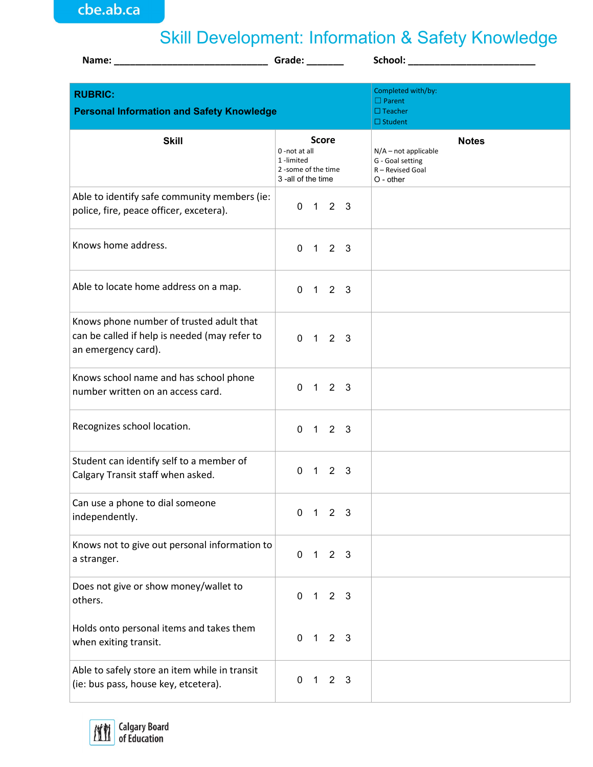cbe.ab.ca

# Skill Development: Information & Safety Knowledge

**Name:** ______________________________ **Grade:** _______ **School:** ________________________

| **RUBRIC:** **Personal Information and Safety Knowledge** | | Completed with/by: ☐ Parent ☐ Teacher ☐ Student |
|---|---|---|
| **Skill** | **Score** 0 -not at all 1 -limited 2 -some of the time 3 -all of the time | **Notes** N/A – not applicable G - Goal setting R – Revised Goal O - other |
| Able to identify safe community members (ie: police, fire, peace officer, excetera). | 0 1 2 3 | |
| Knows home address. | 0 1 2 3 | |
| Able to locate home address on a map. | 0 1 2 3 | |
| Knows phone number of trusted adult that can be called if help is needed (may refer to an emergency card). | 0 1 2 3 | |
| Knows school name and has school phone number written on an access card. | 0 1 2 3 | |
| Recognizes school location. | 0 1 2 3 | |
| Student can identify self to a member of Calgary Transit staff when asked. | 0 1 2 3 | |
| Can use a phone to dial someone independently. | 0 1 2 3 | |
| Knows not to give out personal information to a stranger. | 0 1 2 3 | |
| Does not give or show money/wallet to others. | 0 1 2 3 | |
| Holds onto personal items and takes them when exiting transit. | 0 1 2 3 | |
| Able to safely store an item while in transit (ie: bus pass, house key, etcetera). | 0 1 2 3 | |

Calgary Board of Education